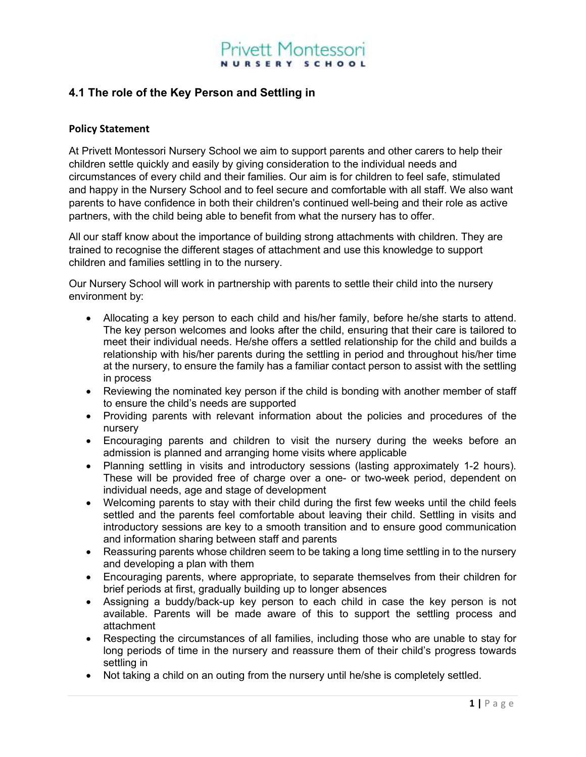Privett Montessori
NURSERY SCHOOL

## 4.1 The role of the Key Person and Settling in

### Policy Statement

At Privett Montessori Nursery School we aim to support parents and other carers to help their children settle quickly and easily by giving consideration to the individual needs and circumstances of every child and their families. Our aim is for children to feel safe, stimulated and happy in the Nursery School and to feel secure and comfortable with all staff. We also want parents to have confidence in both their children's continued well-being and their role as active partners, with the child being able to benefit from what the nursery has to offer.

All our staff know about the importance of building strong attachments with children. They are trained to recognise the different stages of attachment and use this knowledge to support children and families settling in to the nursery.

Our Nursery School will work in partnership with parents to settle their child into the nursery environment by:

- Allocating a key person to each child and his/her family, before he/she starts to attend. The key person welcomes and looks after the child, ensuring that their care is tailored to meet their individual needs. He/she offers a settled relationship for the child and builds a relationship with his/her parents during the settling in period and throughout his/her time at the nursery, to ensure the family has a familiar contact person to assist with the settling in process
- Reviewing the nominated key person if the child is bonding with another member of staff to ensure the child's needs are supported
- Providing parents with relevant information about the policies and procedures of the nursery
- Encouraging parents and children to visit the nursery during the weeks before an admission is planned and arranging home visits where applicable
- Planning settling in visits and introductory sessions (lasting approximately 1-2 hours). These will be provided free of charge over a one- or two-week period, dependent on individual needs, age and stage of development
- Welcoming parents to stay with their child during the first few weeks until the child feels settled and the parents feel comfortable about leaving their child. Settling in visits and introductory sessions are key to a smooth transition and to ensure good communication and information sharing between staff and parents
- Reassuring parents whose children seem to be taking a long time settling in to the nursery and developing a plan with them
- Encouraging parents, where appropriate, to separate themselves from their children for brief periods at first, gradually building up to longer absences
- Assigning a buddy/back-up key person to each child in case the key person is not available. Parents will be made aware of this to support the settling process and attachment
- Respecting the circumstances of all families, including those who are unable to stay for long periods of time in the nursery and reassure them of their child's progress towards settling in
- Not taking a child on an outing from the nursery until he/she is completely settled.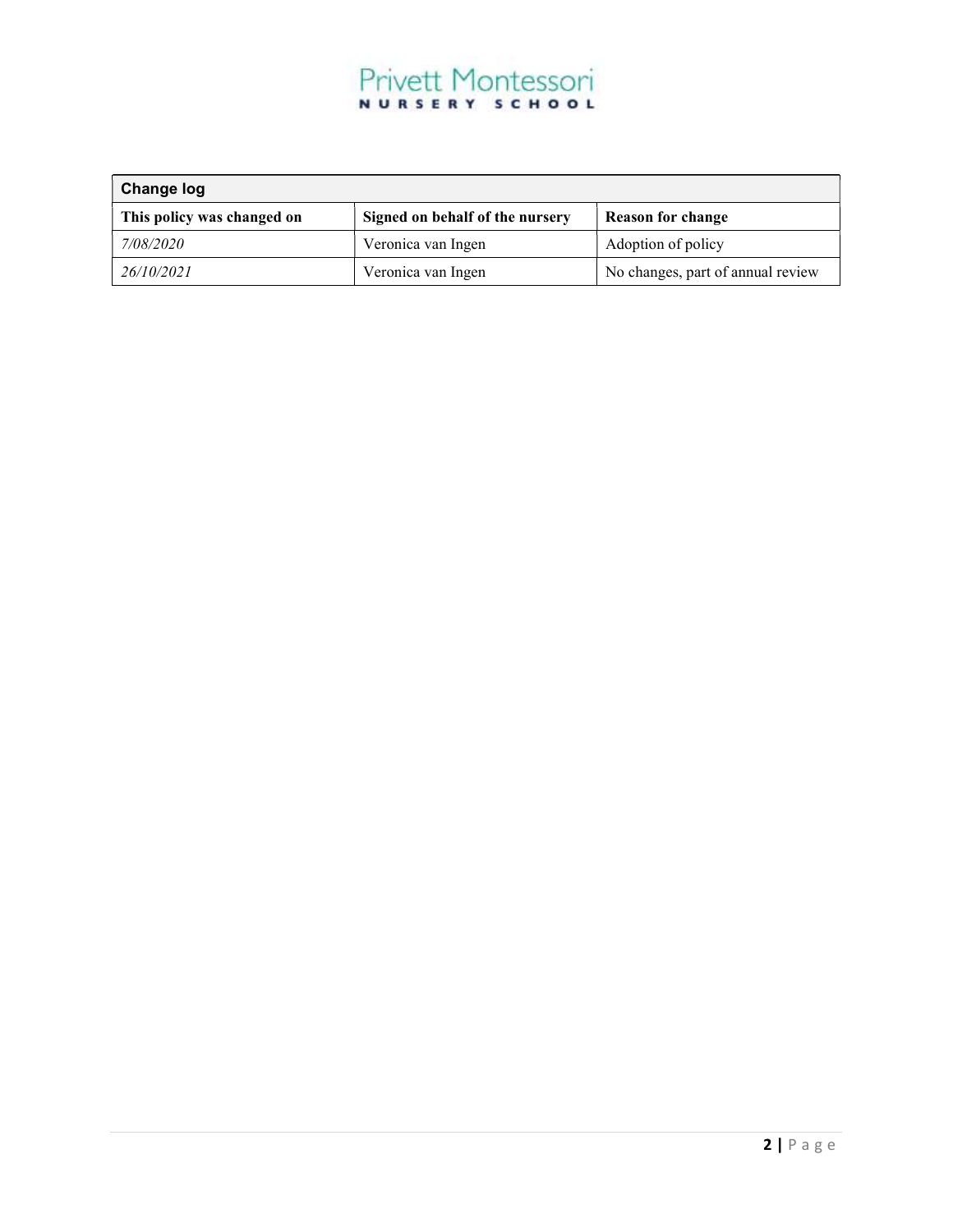Privett Montessori
NURSERY SCHOOL

| Change log | | |
|---|---|---|
| **This policy was changed on** | **Signed on behalf of the nursery** | **Reason for change** |
| *7/08/2020* | Veronica van Ingen | Adoption of policy |
| *26/10/2021* | Veronica van Ingen | No changes, part of annual review |